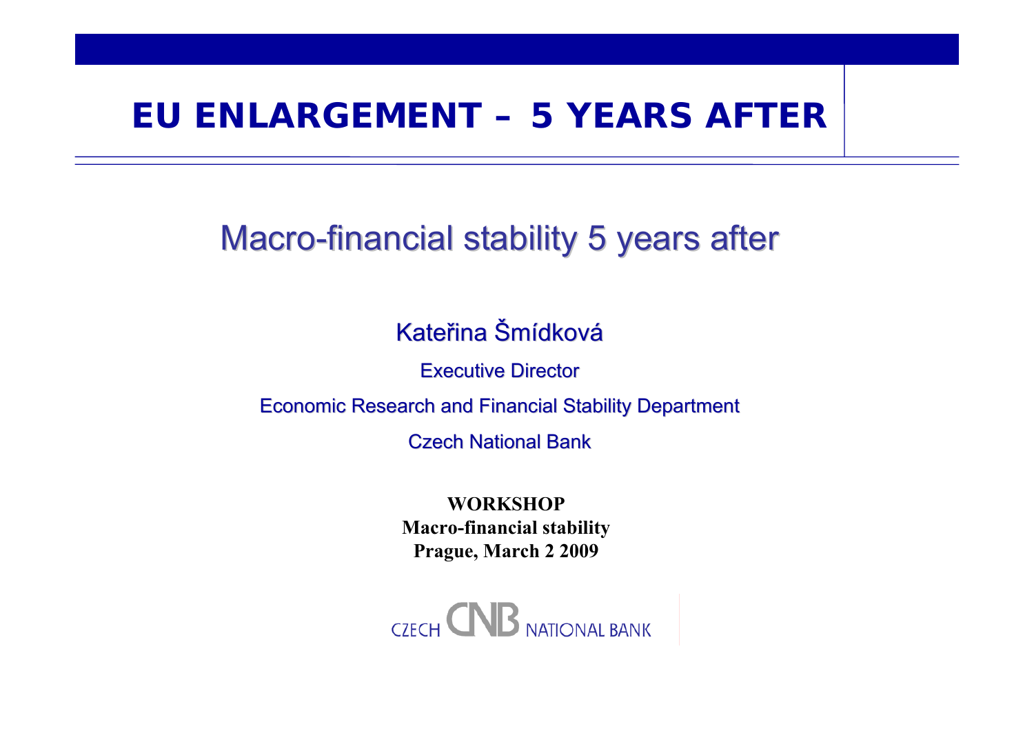# EU ENLARGEMENT – 5 YEARS AFTER

## Macro-financial stability 5 years after

Kateřina Šmídková

Executive Director

Economic Research and Financial Stability Department

Czech National Bank

**WORKSHOP**
**Macro-financial stability**
**Prague, March 2 2009**

CZECH CNB NATIONAL BANK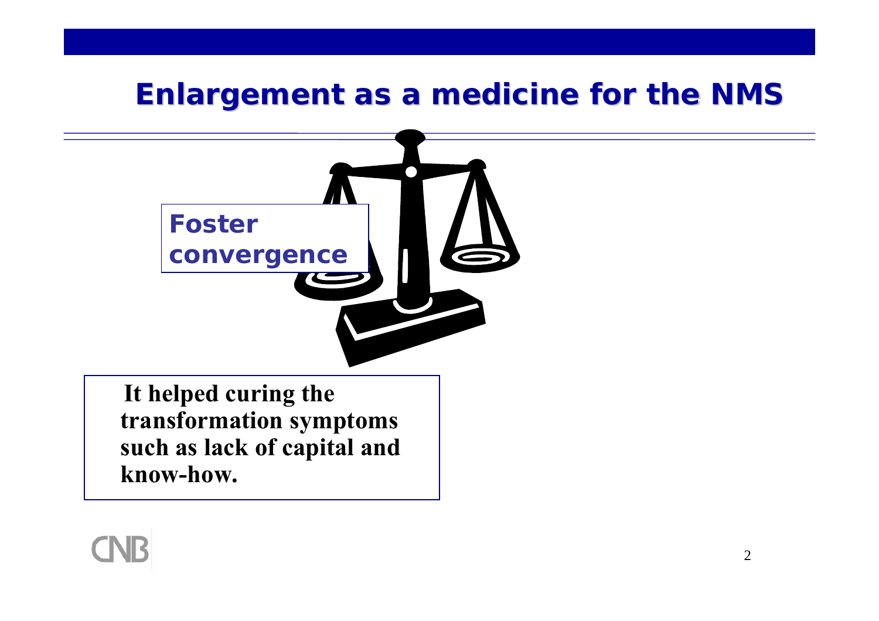# Enlargement as a medicine for the NMS

**Foster convergence**

**It helped curing the transformation symptoms such as lack of capital and know-how.**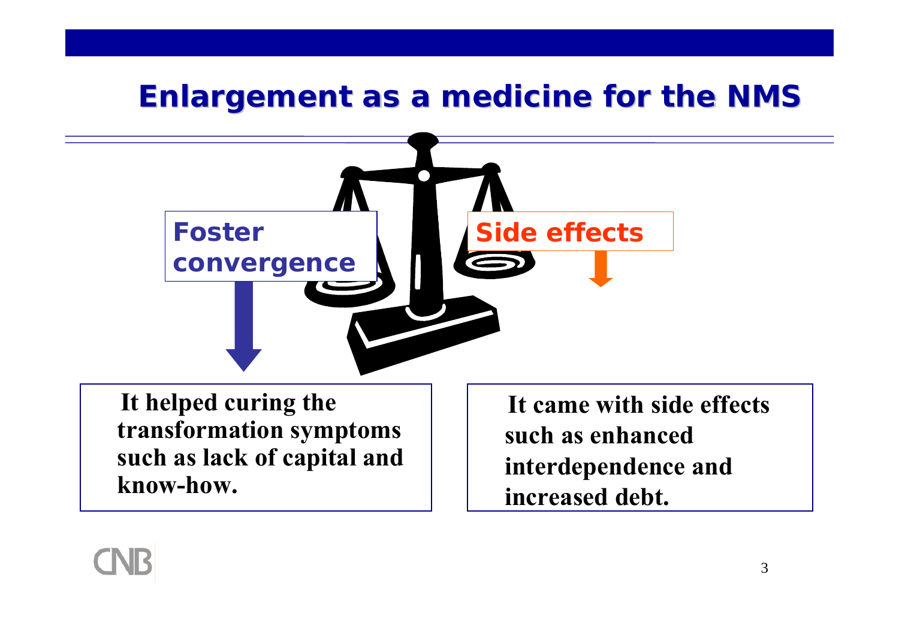# Enlargement as a medicine for the NMS

**Foster convergence**

**Side effects**

**It helped curing the transformation symptoms such as lack of capital and know-how.**

**It came with side effects such as enhanced interdependence and increased debt.**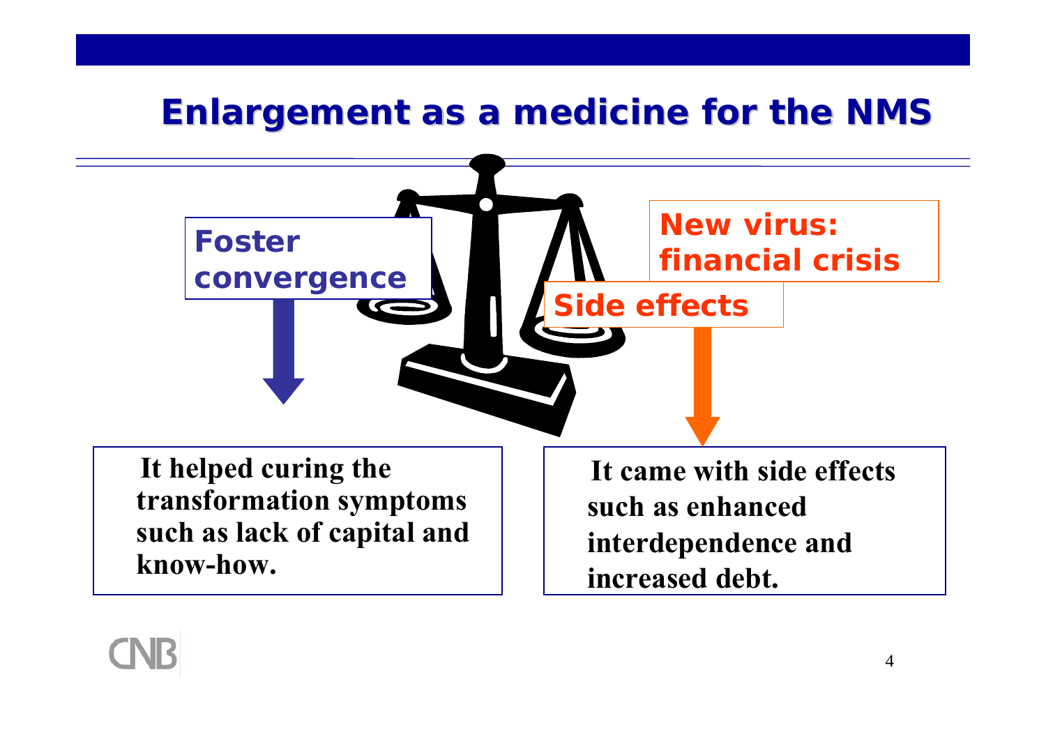# Enlargement as a medicine for the NMS

**Foster convergence**

**New virus: financial crisis**

**Side effects**

**It helped curing the transformation symptoms such as lack of capital and know-how.**

**It came with side effects such as enhanced interdependence and increased debt.**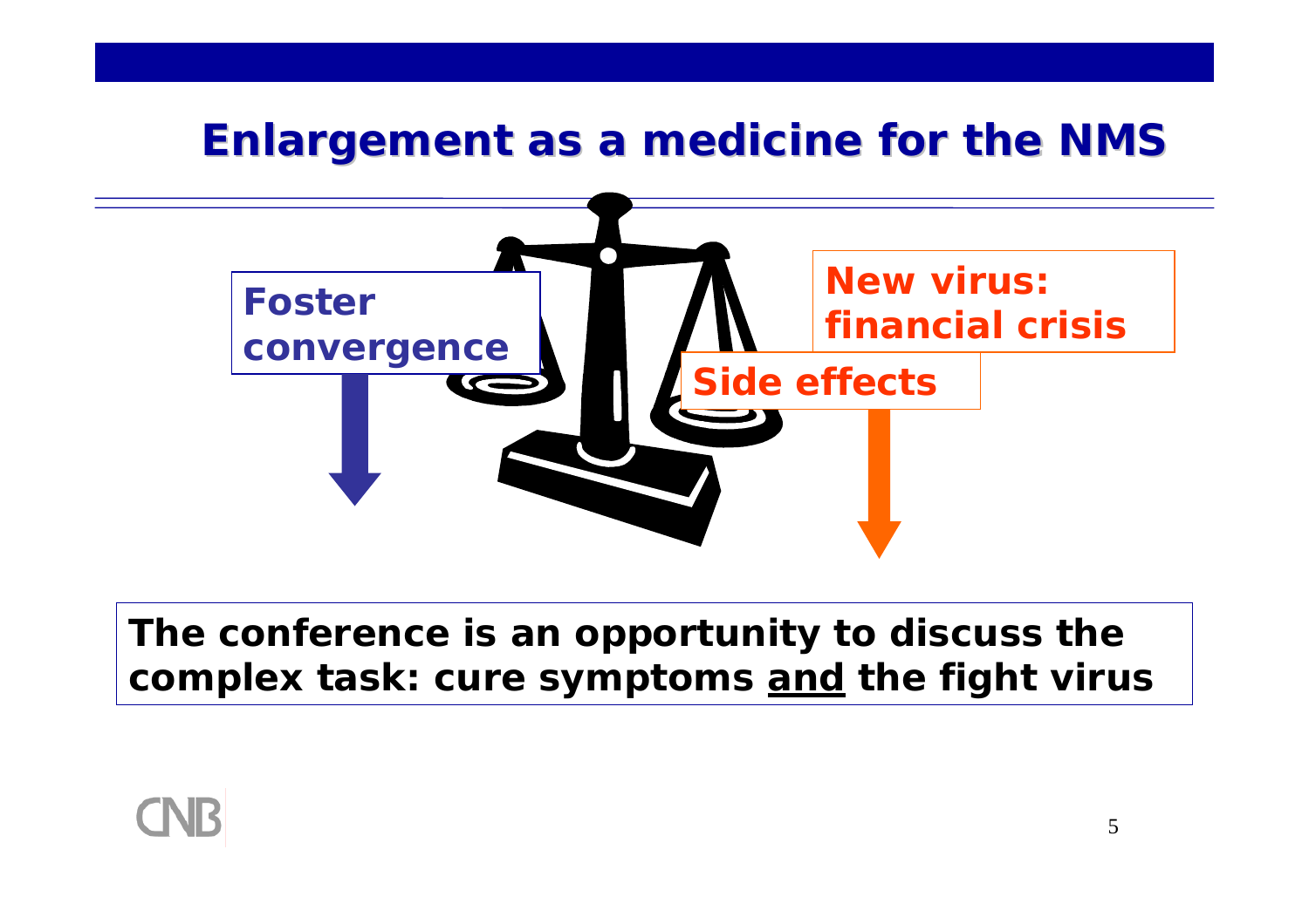# Enlargement as a medicine for the NMS

**Foster convergence**

**New virus: financial crisis**

**Side effects**

**The conference is an opportunity to discuss the complex task: cure symptoms <u>and</u> the fight virus**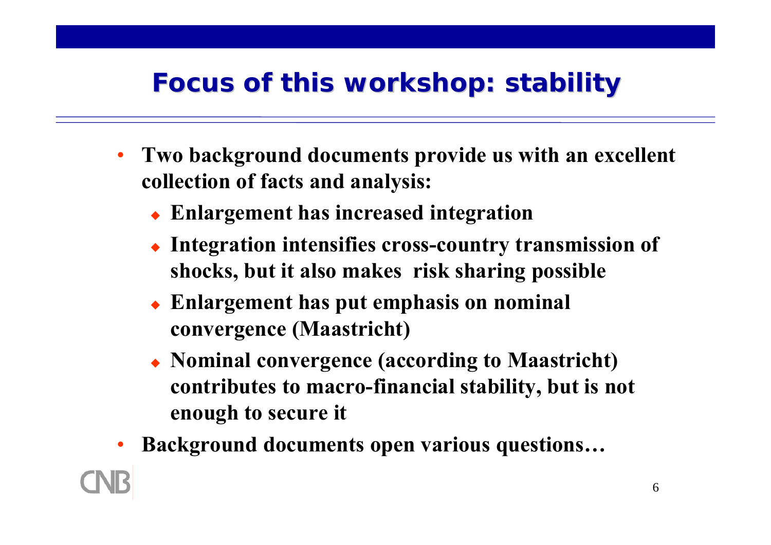# Focus of this workshop: stability

- **Two background documents provide us with an excellent collection of facts and analysis:**
  - **Enlargement has increased integration**
  - **Integration intensifies cross-country transmission of shocks, but it also makes risk sharing possible**
  - **Enlargement has put emphasis on nominal convergence (Maastricht)**
  - **Nominal convergence (according to Maastricht) contributes to macro-financial stability, but is not enough to secure it**
- **Background documents open various questions…**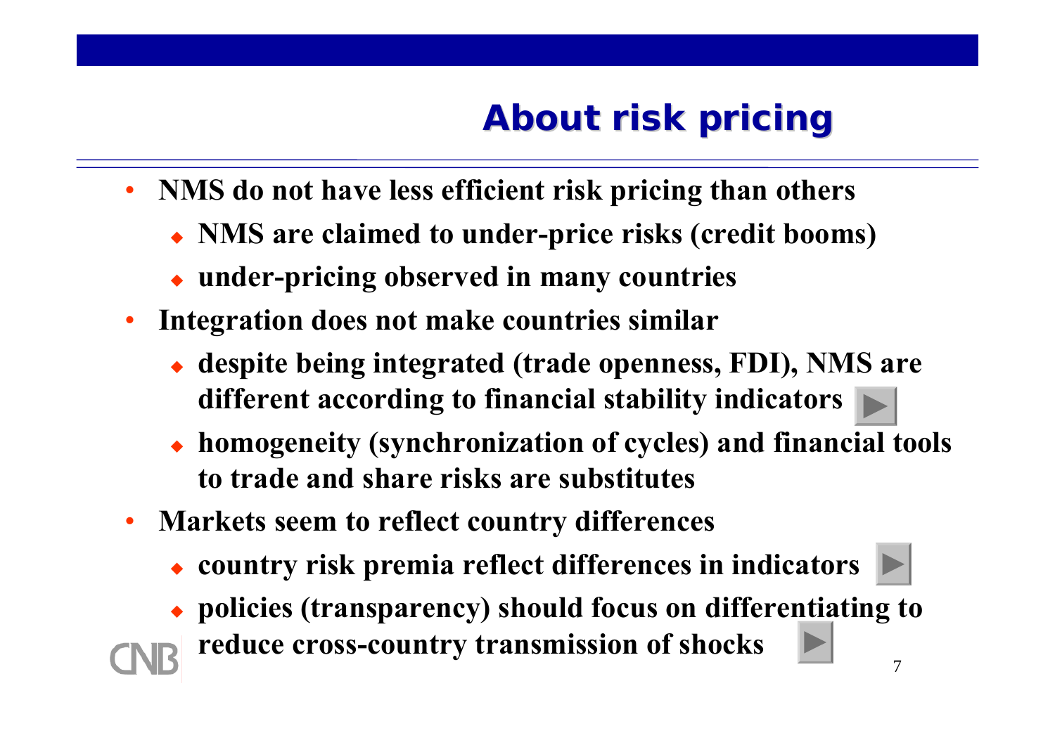# About risk pricing

- **NMS do not have less efficient risk pricing than others**
  - **NMS are claimed to under-price risks (credit booms)**
  - **under-pricing observed in many countries**
- **Integration does not make countries similar**
  - **despite being integrated (trade openness, FDI), NMS are different according to financial stability indicators**
  - **homogeneity (synchronization of cycles) and financial tools to trade and share risks are substitutes**
- **Markets seem to reflect country differences**
  - **country risk premia reflect differences in indicators**
  - **policies (transparency) should focus on differentiating to reduce cross-country transmission of shocks**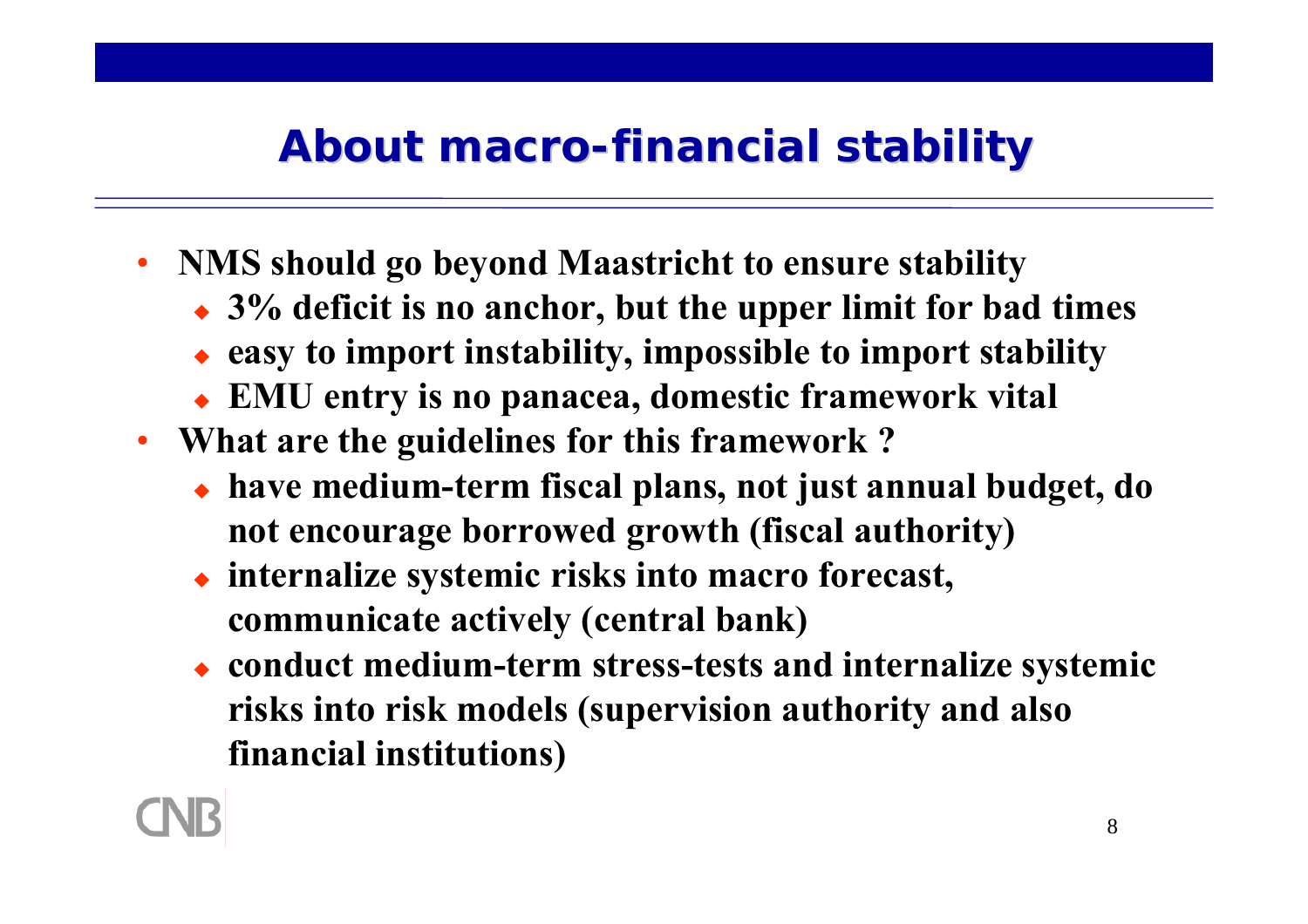# About macro-financial stability

- **NMS should go beyond Maastricht to ensure stability**
  - **3% deficit is no anchor, but the upper limit for bad times**
  - **easy to import instability, impossible to import stability**
  - **EMU entry is no panacea, domestic framework vital**
- **What are the guidelines for this framework ?**
  - **have medium-term fiscal plans, not just annual budget, do not encourage borrowed growth (fiscal authority)**
  - **internalize systemic risks into macro forecast, communicate actively (central bank)**
  - **conduct medium-term stress-tests and internalize systemic risks into risk models (supervision authority and also financial institutions)**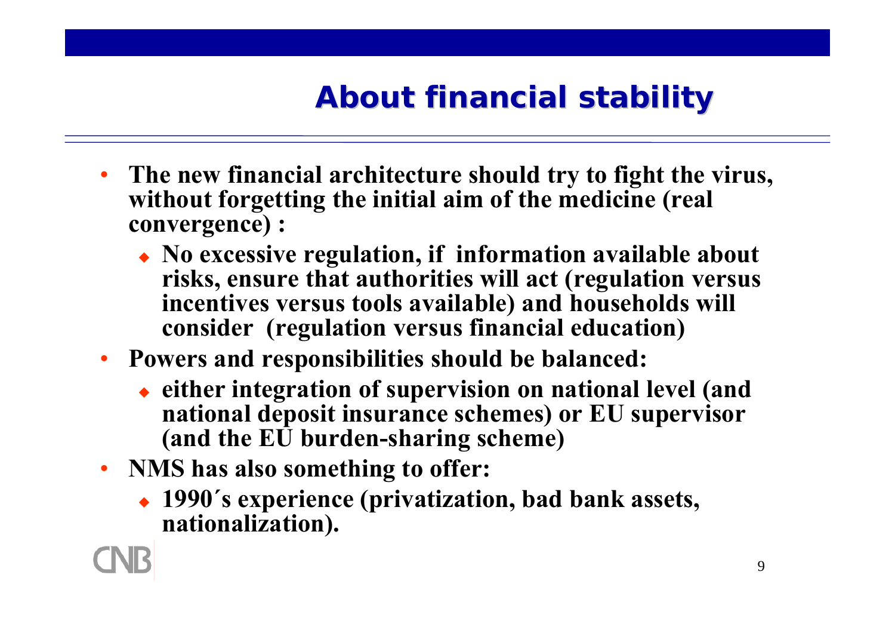# About financial stability

- **The new financial architecture should try to fight the virus, without forgetting the initial aim of the medicine (real convergence) :**
  - **No excessive regulation, if information available about risks, ensure that authorities will act (regulation versus incentives versus tools available) and households will consider (regulation versus financial education)**
- **Powers and responsibilities should be balanced:**
  - **either integration of supervision on national level (and national deposit insurance schemes) or EU supervisor (and the EU burden-sharing scheme)**
- **NMS has also something to offer:**
  - **1990´s experience (privatization, bad bank assets, nationalization).**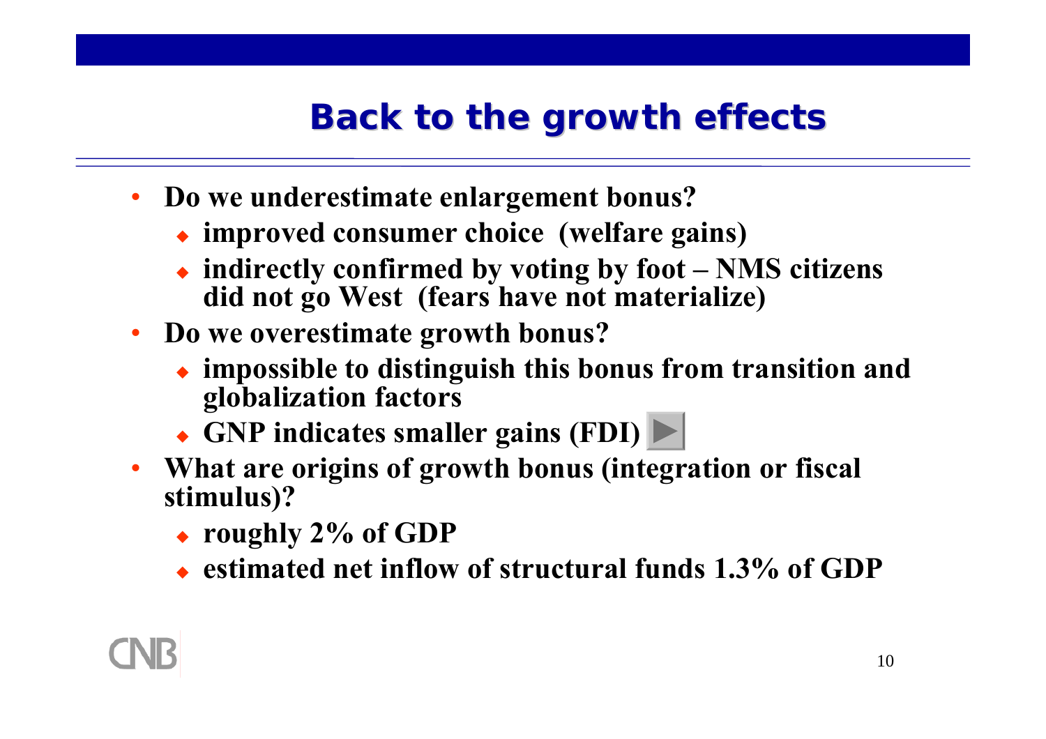## Back to the growth effects

- **Do we underestimate enlargement bonus?**
  - **improved consumer choice (welfare gains)**
  - **indirectly confirmed by voting by foot – NMS citizens did not go West (fears have not materialize)**
- **Do we overestimate growth bonus?**
  - **impossible to distinguish this bonus from transition and globalization factors**
  - **GNP indicates smaller gains (FDI)**
- **What are origins of growth bonus (integration or fiscal stimulus)?**
  - **roughly 2% of GDP**
  - **estimated net inflow of structural funds 1.3% of GDP**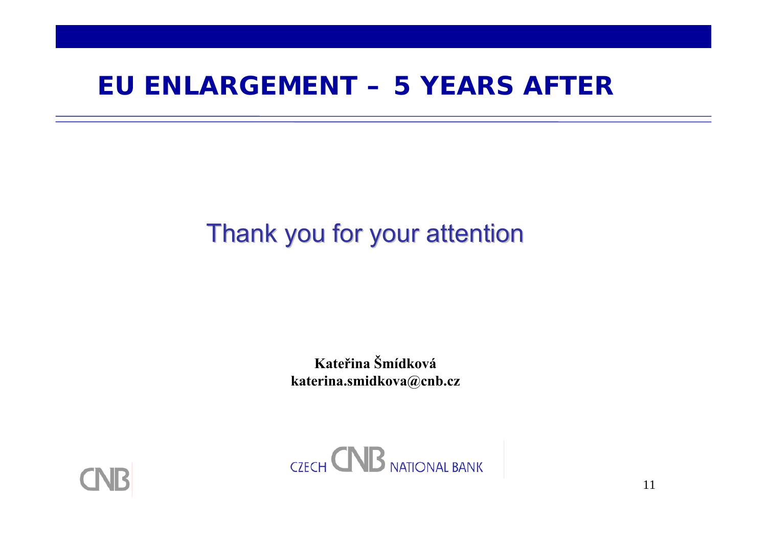# EU ENLARGEMENT – 5 YEARS AFTER

Thank you for your attention

**Kateřina Šmídková**
**katerina.smidkova@cnb.cz**

CZECH CNB NATIONAL BANK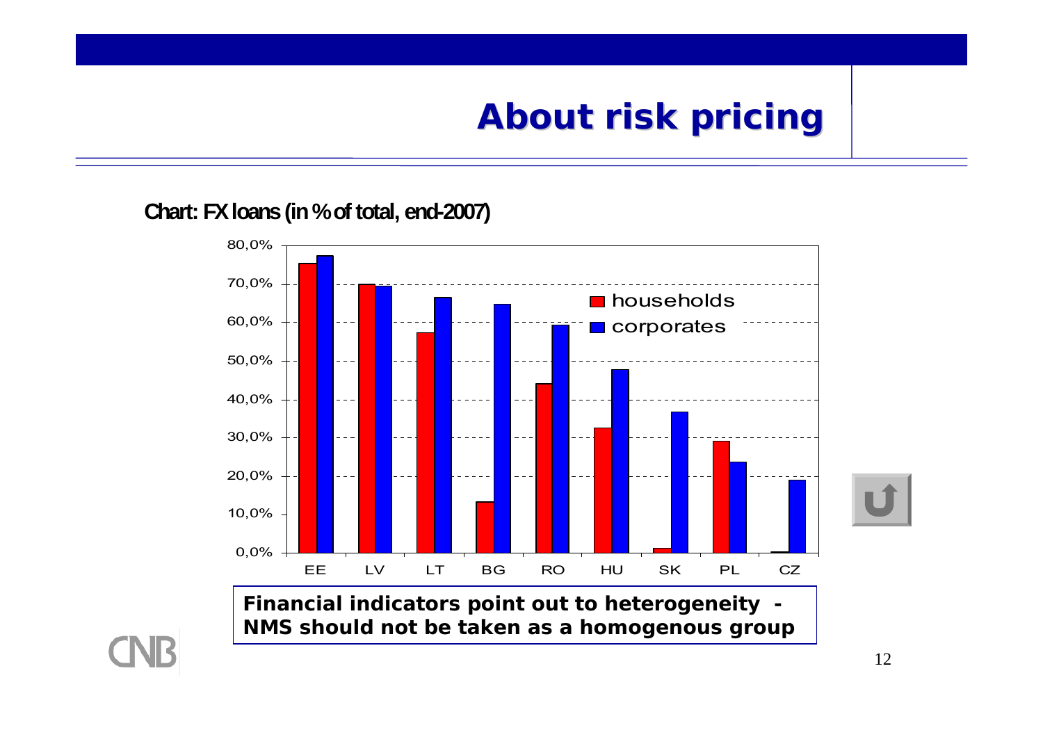# About risk pricing

**Chart: FX loans (in % of total, end-2007)**

**Financial indicators point out to heterogeneity - NMS should not be taken as a homogenous group**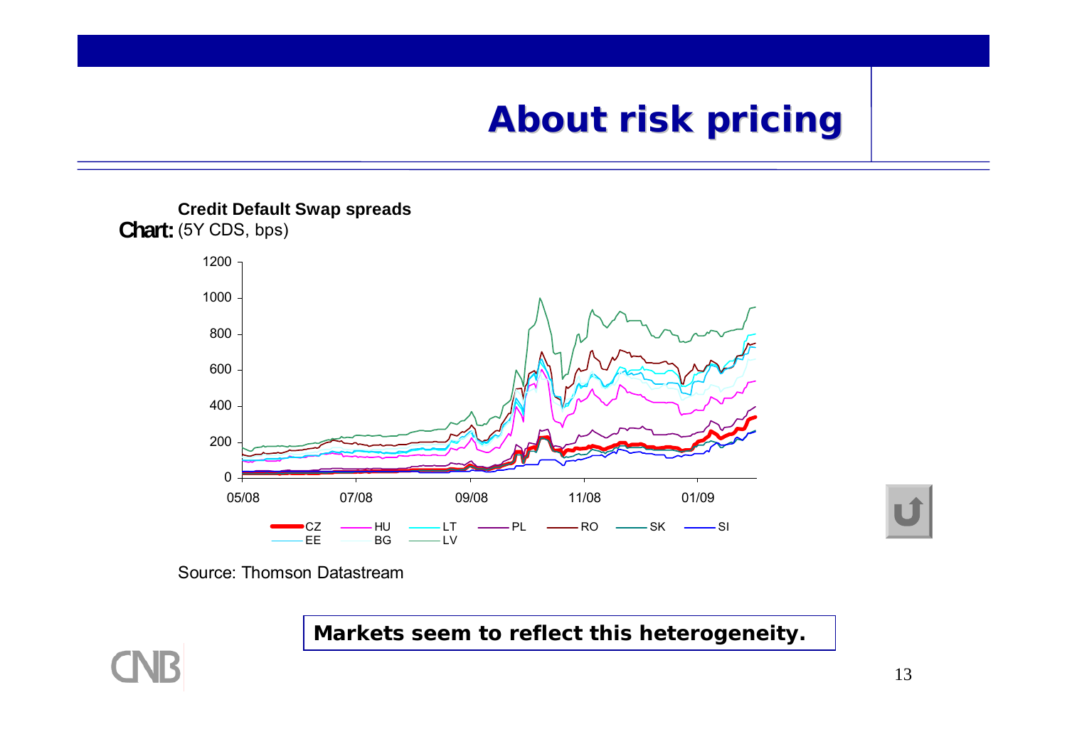# About risk pricing

**Chart: Credit Default Swap spreads**
(5Y CDS, bps)

Source: Thomson Datastream

**Markets seem to reflect this heterogeneity.**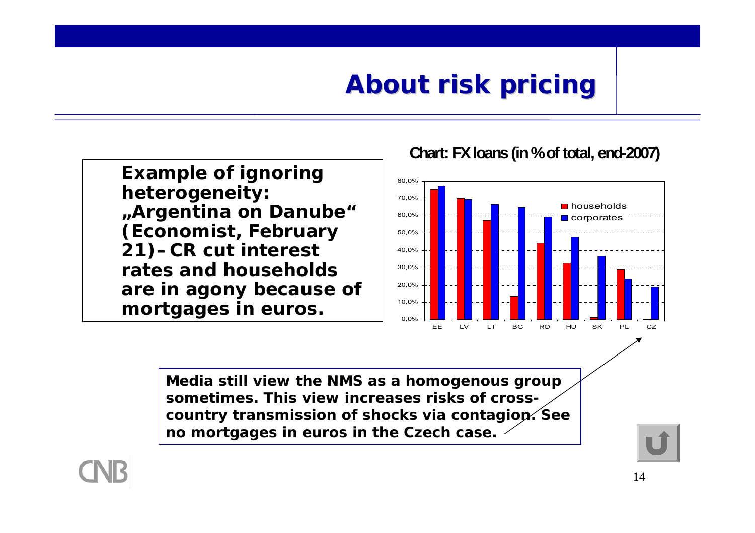# About risk pricing

**Example of ignoring heterogeneity: „Argentina on Danube" (Economist, February 21) – CR cut interest rates and households are in agony because of mortgages in euros.**

**Chart: FX loans (in % of total, end-2007)**

| | EE | LV | LT | BG | RO | HU | SK | PL | CZ |
|---|---|---|---|---|---|---|---|---|---|
| households | 75,5% | 70,0% | 57,5% | 13,5% | 44,5% | 32,5% | 1,5% | 29,0% | 0,5% |
| corporates | 77,5% | 69,5% | 66,5% | 65,0% | 59,5% | 48,0% | 37,0% | 23,5% | 19,0% |

**Media still view the NMS as a homogenous group sometimes. This view increases risks of cross-country transmission of shocks via contagion. See no mortgages in euros in the Czech case.**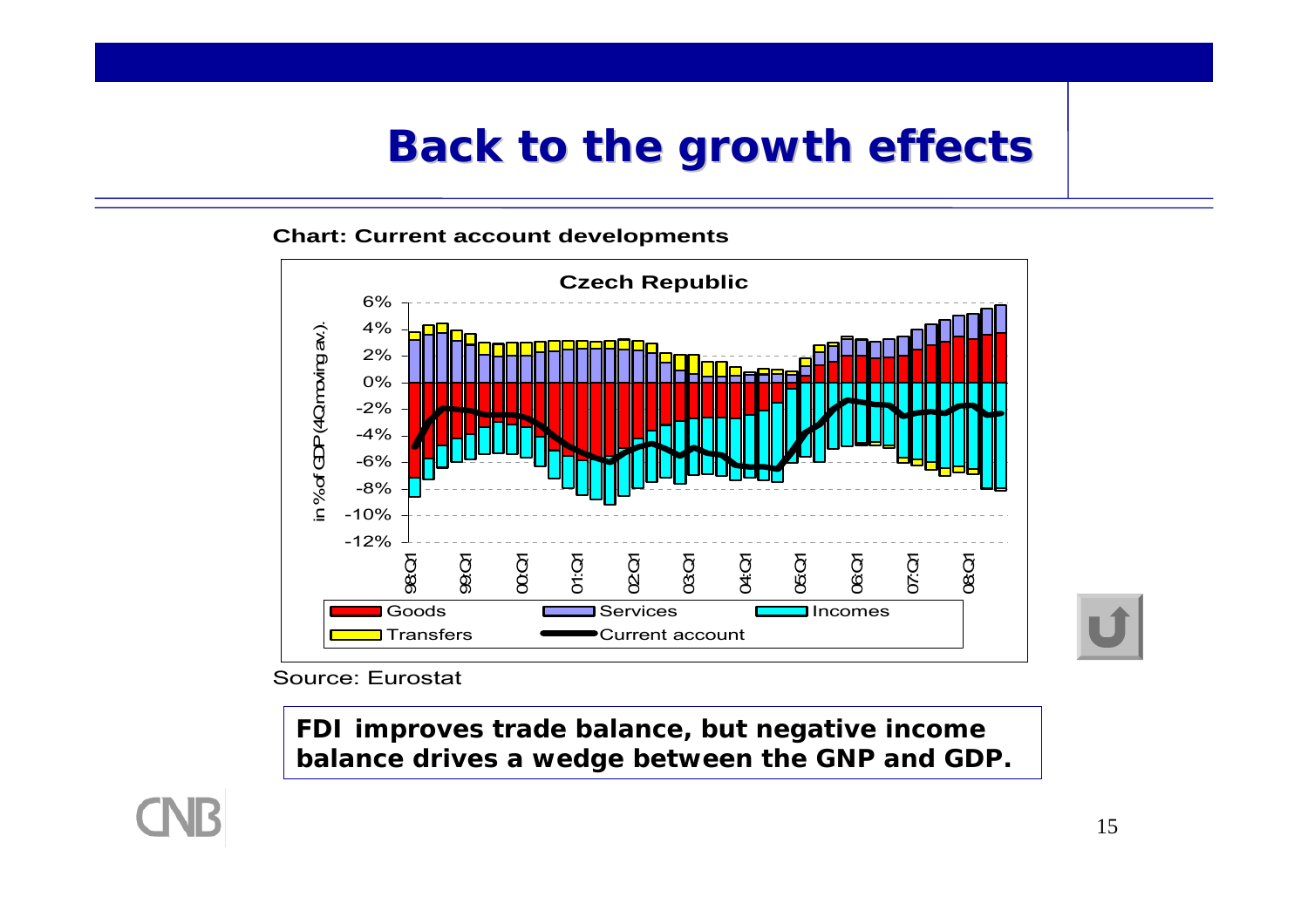# Back to the growth effects

**Chart: Current account developments**

Czech Republic

6%
4%
2%
0%
-2%
-4%
-6%
-8%
-10%
-12%

in % of GDP (4Q moving av.).

98:Q1
99:Q1
00:Q1
01:Q1
02:Q1
03:Q1
04:Q1
05:Q1
06:Q1
07:Q1
08:Q1

Goods
Services
Incomes
Transfers
Current account

Source: Eurostat

**FDI improves trade balance, but negative income balance drives a wedge between the GNP and GDP.**